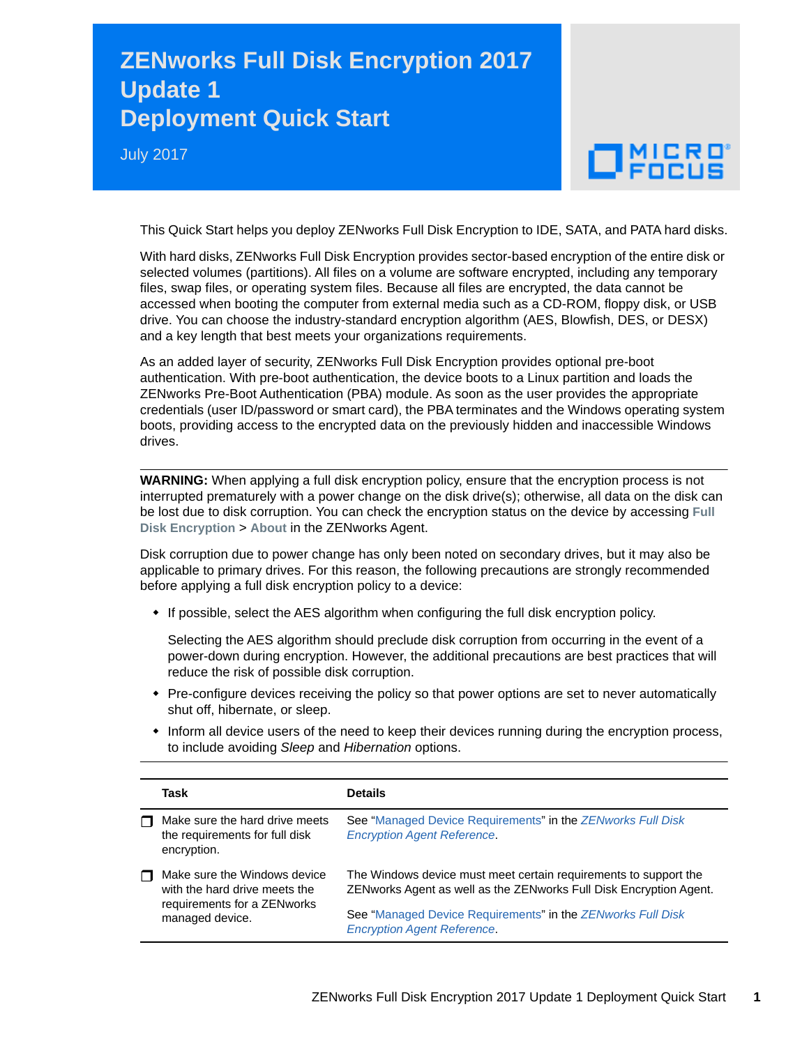# ZENworks Full Disk Encryption 2017 Update 1 Deployment Quick Start

July 2017

This Quick Start helps you deploy ZENworks Full Disk Encryption to IDE, SATA, and PATA hard disks.

With hard disks, ZENworks Full Disk Encryption provides sector-based encryption of the entire disk or selected volumes (partitions). All files on a volume are software encrypted, including any temporary files, swap files, or operating system files. Because all files are encrypted, the data cannot be accessed when booting the computer from external media such as a CD-ROM, floppy disk, or USB drive. You can choose the industry-standard encryption algorithm (AES, Blowfish, DES, or DESX) and a key length that best meets your organizations requirements.

As an added layer of security, ZENworks Full Disk Encryption provides optional pre-boot authentication. With pre-boot authentication, the device boots to a Linux partition and loads the ZENworks Pre-Boot Authentication (PBA) module. As soon as the user provides the appropriate credentials (user ID/password or smart card), the PBA terminates and the Windows operating system boots, providing access to the encrypted data on the previously hidden and inaccessible Windows drives.

---

**WARNING:** When applying a full disk encryption policy, ensure that the encryption process is not interrupted prematurely with a power change on the disk drive(s); otherwise, all data on the disk can be lost due to disk corruption. You can check the encryption status on the device by accessing **Full Disk Encryption** > **About** in the ZENworks Agent.

Disk corruption due to power change has only been noted on secondary drives, but it may also be applicable to primary drives. For this reason, the following precautions are strongly recommended before applying a full disk encryption policy to a device:

- If possible, select the AES algorithm when configuring the full disk encryption policy.

  Selecting the AES algorithm should preclude disk corruption from occurring in the event of a power-down during encryption. However, the additional precautions are best practices that will reduce the risk of possible disk corruption.

- Pre-configure devices receiving the policy so that power options are set to never automatically shut off, hibernate, or sleep.
- Inform all device users of the need to keep their devices running during the encryption process, to include avoiding *Sleep* and *Hibernation* options.

---

| | Task | Details |
|---|---|---|
| ❐ | Make sure the hard drive meets the requirements for full disk encryption. | See "Managed Device Requirements" in the *ZENworks Full Disk Encryption Agent Reference*. |
| ❐ | Make sure the Windows device with the hard drive meets the requirements for a ZENworks managed device. | The Windows device must meet certain requirements to support the ZENworks Agent as well as the ZENworks Full Disk Encryption Agent.<br><br>See "Managed Device Requirements" in the *ZENworks Full Disk Encryption Agent Reference*. |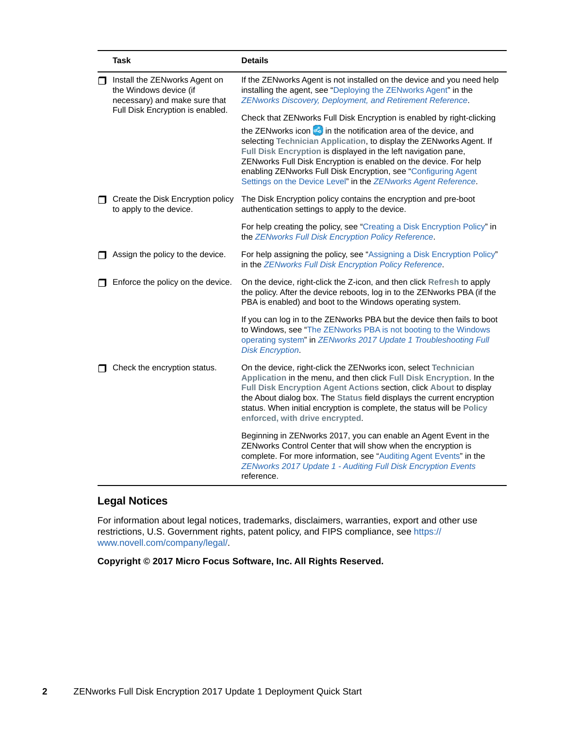| | Task | Details |
|---|---|---|
| ❒ | Install the ZENworks Agent on the Windows device (if necessary) and make sure that Full Disk Encryption is enabled. | If the ZENworks Agent is not installed on the device and you need help installing the agent, see "Deploying the ZENworks Agent" in the *ZENworks Discovery, Deployment, and Retirement Reference*.<br><br>Check that ZENworks Full Disk Encryption is enabled by right-clicking the ZENworks icon in the notification area of the device, and selecting **Technician Application**, to display the ZENworks Agent. If **Full Disk Encryption** is displayed in the left navigation pane, ZENworks Full Disk Encryption is enabled on the device. For help enabling ZENworks Full Disk Encryption, see "Configuring Agent Settings on the Device Level" in the *ZENworks Agent Reference*. |
| ❒ | Create the Disk Encryption policy to apply to the device. | The Disk Encryption policy contains the encryption and pre-boot authentication settings to apply to the device.<br><br>For help creating the policy, see "Creating a Disk Encryption Policy" in the *ZENworks Full Disk Encryption Policy Reference*. |
| ❒ | Assign the policy to the device. | For help assigning the policy, see "Assigning a Disk Encryption Policy" in the *ZENworks Full Disk Encryption Policy Reference*. |
| ❒ | Enforce the policy on the device. | On the device, right-click the Z-icon, and then click **Refresh** to apply the policy. After the device reboots, log in to the ZENworks PBA (if the PBA is enabled) and boot to the Windows operating system.<br><br>If you can log in to the ZENworks PBA but the device then fails to boot to Windows, see "The ZENworks PBA is not booting to the Windows operating system" in *ZENworks 2017 Update 1 Troubleshooting Full Disk Encryption*. |
| ❒ | Check the encryption status. | On the device, right-click the ZENworks icon, select **Technician Application** in the menu, and then click **Full Disk Encryption**. In the **Full Disk Encryption Agent Actions** section, click **About** to display the About dialog box. The **Status** field displays the current encryption status. When initial encryption is complete, the status will be **Policy enforced, with drive encrypted**.<br><br>Beginning in ZENworks 2017, you can enable an Agent Event in the ZENworks Control Center that will show when the encryption is complete. For more information, see "Auditing Agent Events" in the *ZENworks 2017 Update 1 - Auditing Full Disk Encryption Events* reference. |

## Legal Notices

For information about legal notices, trademarks, disclaimers, warranties, export and other use restrictions, U.S. Government rights, patent policy, and FIPS compliance, see https://www.novell.com/company/legal/.

**Copyright © 2017 Micro Focus Software, Inc. All Rights Reserved.**